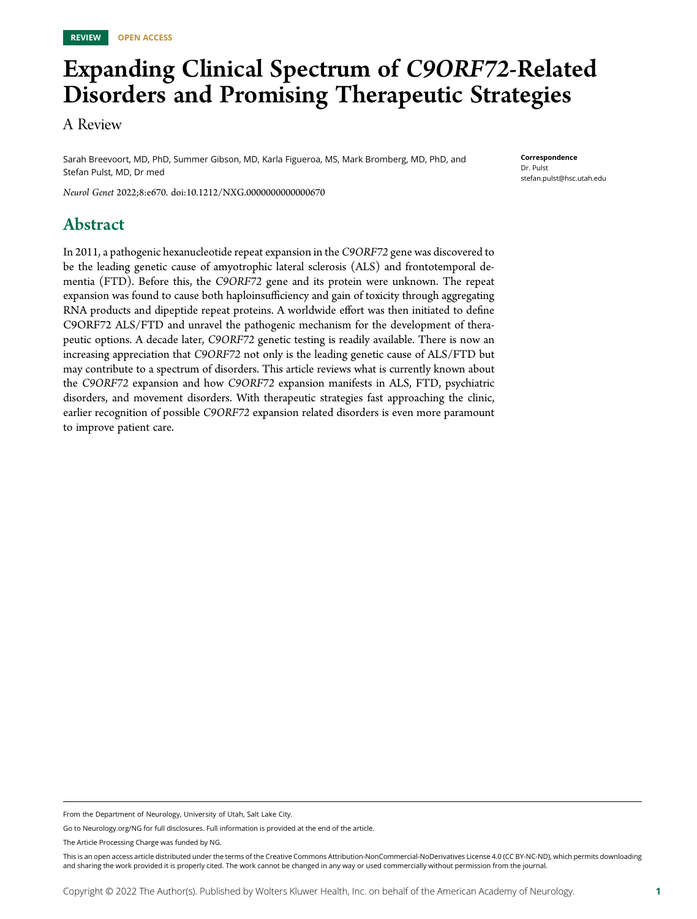REVIEW OPEN ACCESS

# Expanding Clinical Spectrum of *C9ORF72*-Related Disorders and Promising Therapeutic Strategies

A Review

Sarah Breevoort, MD, PhD, Summer Gibson, MD, Karla Figueroa, MS, Mark Bromberg, MD, PhD, and Stefan Pulst, MD, Dr med

*Neurol Genet* 2022;8:e670. doi:10.1212/NXG.0000000000000670

**Correspondence**
Dr. Pulst
stefan.pulst@hsc.utah.edu

## Abstract

In 2011, a pathogenic hexanucleotide repeat expansion in the *C9ORF72* gene was discovered to be the leading genetic cause of amyotrophic lateral sclerosis (ALS) and frontotemporal dementia (FTD). Before this, the *C9ORF72* gene and its protein were unknown. The repeat expansion was found to cause both haploinsufficiency and gain of toxicity through aggregating RNA products and dipeptide repeat proteins. A worldwide effort was then initiated to define C9ORF72 ALS/FTD and unravel the pathogenic mechanism for the development of therapeutic options. A decade later, *C9ORF72* genetic testing is readily available. There is now an increasing appreciation that *C9ORF72* not only is the leading genetic cause of ALS/FTD but may contribute to a spectrum of disorders. This article reviews what is currently known about the *C9ORF72* expansion and how *C9ORF72* expansion manifests in ALS, FTD, psychiatric disorders, and movement disorders. With therapeutic strategies fast approaching the clinic, earlier recognition of possible *C9ORF72* expansion related disorders is even more paramount to improve patient care.

From the Department of Neurology, University of Utah, Salt Lake City.

Go to Neurology.org/NG for full disclosures. Full information is provided at the end of the article.

The Article Processing Charge was funded by NG.

This is an open access article distributed under the terms of the Creative Commons Attribution-NonCommercial-NoDerivatives License 4.0 (CC BY-NC-ND), which permits downloading and sharing the work provided it is properly cited. The work cannot be changed in any way or used commercially without permission from the journal.

Copyright © 2022 The Author(s). Published by Wolters Kluwer Health, Inc. on behalf of the American Academy of Neurology.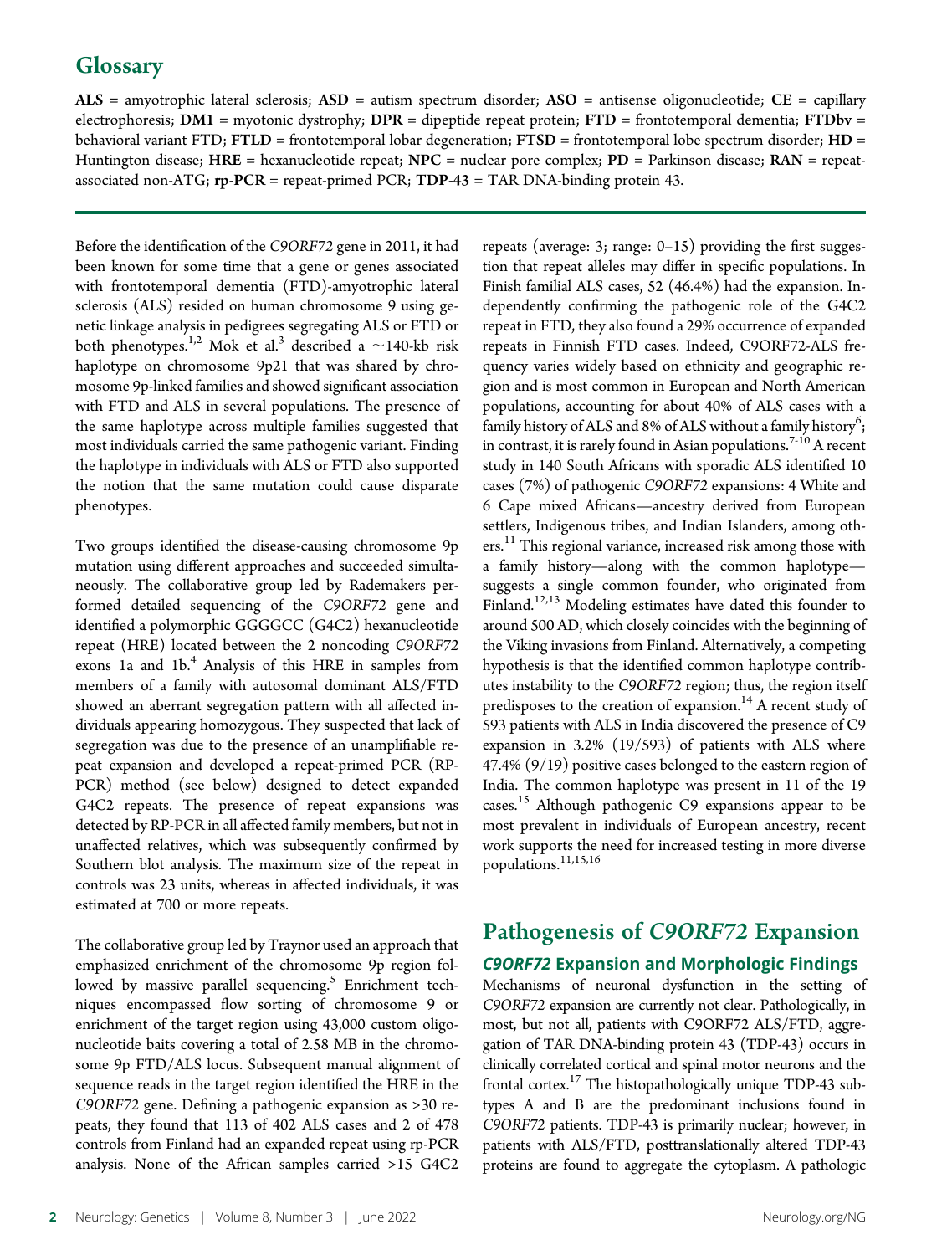## Glossary

**ALS** = amyotrophic lateral sclerosis; **ASD** = autism spectrum disorder; **ASO** = antisense oligonucleotide; **CE** = capillary electrophoresis; **DM1** = myotonic dystrophy; **DPR** = dipeptide repeat protein; **FTD** = frontotemporal dementia; **FTDbv** = behavioral variant FTD; **FTLD** = frontotemporal lobar degeneration; **FTSD** = frontotemporal lobe spectrum disorder; **HD** = Huntington disease; **HRE** = hexanucleotide repeat; **NPC** = nuclear pore complex; **PD** = Parkinson disease; **RAN** = repeat-associated non-ATG; **rp-PCR** = repeat-primed PCR; **TDP-43** = TAR DNA-binding protein 43.

Before the identification of the *C9ORF72* gene in 2011, it had been known for some time that a gene or genes associated with frontotemporal dementia (FTD)-amyotrophic lateral sclerosis (ALS) resided on human chromosome 9 using genetic linkage analysis in pedigrees segregating ALS or FTD or both phenotypes.[1,2] Mok et al.[3] described a ~140-kb risk haplotype on chromosome 9p21 that was shared by chromosome 9p-linked families and showed significant association with FTD and ALS in several populations. The presence of the same haplotype across multiple families suggested that most individuals carried the same pathogenic variant. Finding the haplotype in individuals with ALS or FTD also supported the notion that the same mutation could cause disparate phenotypes.

Two groups identified the disease-causing chromosome 9p mutation using different approaches and succeeded simultaneously. The collaborative group led by Rademakers performed detailed sequencing of the *C9ORF72* gene and identified a polymorphic GGGGCC (G4C2) hexanucleotide repeat (HRE) located between the 2 noncoding *C9ORF72* exons 1a and 1b.[4] Analysis of this HRE in samples from members of a family with autosomal dominant ALS/FTD showed an aberrant segregation pattern with all affected individuals appearing homozygous. They suspected that lack of segregation was due to the presence of an unamplifiable repeat expansion and developed a repeat-primed PCR (RP-PCR) method (see below) designed to detect expanded G4C2 repeats. The presence of repeat expansions was detected by RP-PCR in all affected family members, but not in unaffected relatives, which was subsequently confirmed by Southern blot analysis. The maximum size of the repeat in controls was 23 units, whereas in affected individuals, it was estimated at 700 or more repeats.

The collaborative group led by Traynor used an approach that emphasized enrichment of the chromosome 9p region followed by massive parallel sequencing.[5] Enrichment techniques encompassed flow sorting of chromosome 9 or enrichment of the target region using 43,000 custom oligonucleotide baits covering a total of 2.58 MB in the chromosome 9p FTD/ALS locus. Subsequent manual alignment of sequence reads in the target region identified the HRE in the *C9ORF72* gene. Defining a pathogenic expansion as >30 repeats, they found that 113 of 402 ALS cases and 2 of 478 controls from Finland had an expanded repeat using rp-PCR analysis. None of the African samples carried >15 G4C2 repeats (average: 3; range: 0–15) providing the first suggestion that repeat alleles may differ in specific populations. In Finnish familial ALS cases, 52 (46.4%) had the expansion. Independently confirming the pathogenic role of the G4C2 repeat in FTD, they also found a 29% occurrence of expanded repeats in Finnish FTD cases. Indeed, C9ORF72-ALS frequency varies widely based on ethnicity and geographic region and is most common in European and North American populations, accounting for about 40% of ALS cases with a family history of ALS and 8% of ALS without a family history[6]; in contrast, it is rarely found in Asian populations.[7-10] A recent study in 140 South Africans with sporadic ALS identified 10 cases (7%) of pathogenic *C9ORF72* expansions: 4 White and 6 Cape mixed Africans—ancestry derived from European settlers, Indigenous tribes, and Indian Islanders, among others.[11] This regional variance, increased risk among those with a family history—along with the common haplotype—suggests a single common founder, who originated from Finland.[12,13] Modeling estimates have dated this founder to around 500 AD, which closely coincides with the beginning of the Viking invasions from Finland. Alternatively, a competing hypothesis is that the identified common haplotype contributes instability to the *C9ORF72* region; thus, the region itself predisposes to the creation of expansion.[14] A recent study of 593 patients with ALS in India discovered the presence of C9 expansion in 3.2% (19/593) of patients with ALS where 47.4% (9/19) positive cases belonged to the eastern region of India. The common haplotype was present in 11 of the 19 cases.[15] Although pathogenic C9 expansions appear to be most prevalent in individuals of European ancestry, recent work supports the need for increased testing in more diverse populations.[11,15,16]

# Pathogenesis of *C9ORF72* Expansion

## *C9ORF72* Expansion and Morphologic Findings

Mechanisms of neuronal dysfunction in the setting of *C9ORF72* expansion are currently not clear. Pathologically, in most, but not all, patients with C9ORF72 ALS/FTD, aggregation of TAR DNA-binding protein 43 (TDP-43) occurs in clinically correlated cortical and spinal motor neurons and the frontal cortex.[17] The histopathologically unique TDP-43 subtypes A and B are the predominant inclusions found in *C9ORF72* patients. TDP-43 is primarily nuclear; however, in patients with ALS/FTD, posttranslationally altered TDP-43 proteins are found to aggregate the cytoplasm. A pathologic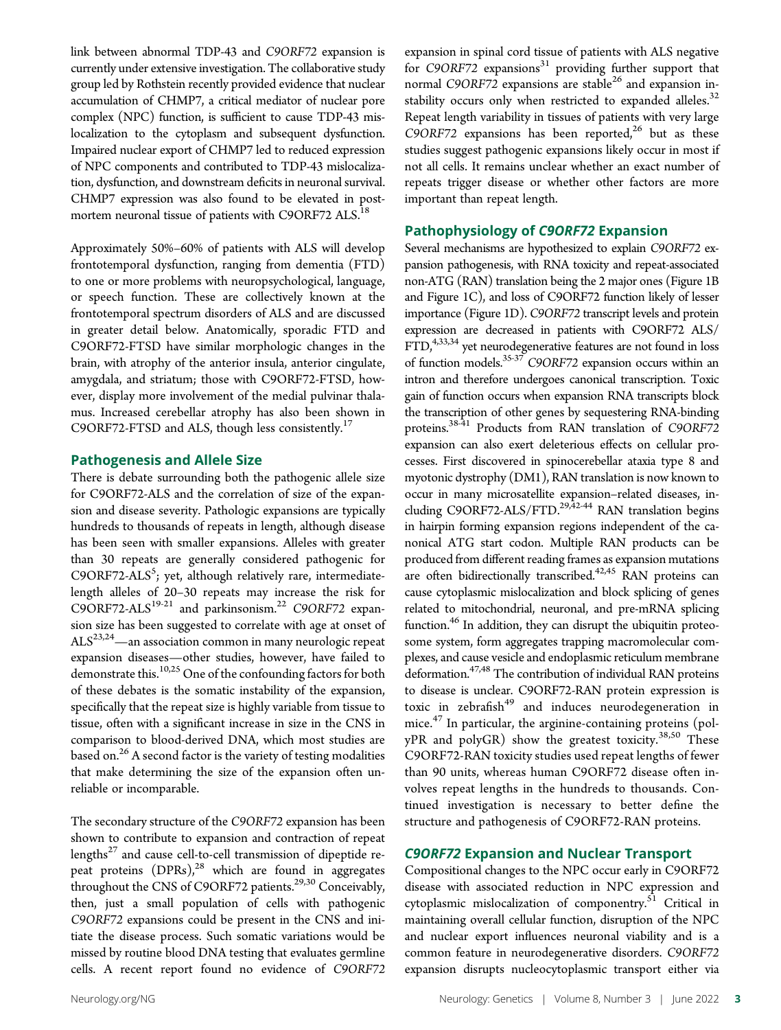link between abnormal TDP-43 and *C9ORF72* expansion is currently under extensive investigation. The collaborative study group led by Rothstein recently provided evidence that nuclear accumulation of CHMP7, a critical mediator of nuclear pore complex (NPC) function, is sufficient to cause TDP-43 mislocalization to the cytoplasm and subsequent dysfunction. Impaired nuclear export of CHMP7 led to reduced expression of NPC components and contributed to TDP-43 mislocalization, dysfunction, and downstream deficits in neuronal survival. CHMP7 expression was also found to be elevated in postmortem neuronal tissue of patients with C9ORF72 ALS.[18]

Approximately 50%–60% of patients with ALS will develop frontotemporal dysfunction, ranging from dementia (FTD) to one or more problems with neuropsychological, language, or speech function. These are collectively known at the frontotemporal spectrum disorders of ALS and are discussed in greater detail below. Anatomically, sporadic FTD and C9ORF72-FTSD have similar morphologic changes in the brain, with atrophy of the anterior insula, anterior cingulate, amygdala, and striatum; those with C9ORF72-FTSD, however, display more involvement of the medial pulvinar thalamus. Increased cerebellar atrophy has also been shown in C9ORF72-FTSD and ALS, though less consistently.[17]

## Pathogenesis and Allele Size

There is debate surrounding both the pathogenic allele size for C9ORF72-ALS and the correlation of size of the expansion and disease severity. Pathologic expansions are typically hundreds to thousands of repeats in length, although disease has been seen with smaller expansions. Alleles with greater than 30 repeats are generally considered pathogenic for C9ORF72-ALS[5]; yet, although relatively rare, intermediate-length alleles of 20–30 repeats may increase the risk for C9ORF72-ALS[19-21] and parkinsonism.[22] *C9ORF72* expansion size has been suggested to correlate with age at onset of ALS[23,24]—an association common in many neurologic repeat expansion diseases—other studies, however, have failed to demonstrate this.[10,25] One of the confounding factors for both of these debates is the somatic instability of the expansion, specifically that the repeat size is highly variable from tissue to tissue, often with a significant increase in size in the CNS in comparison to blood-derived DNA, which most studies are based on.[26] A second factor is the variety of testing modalities that make determining the size of the expansion often unreliable or incomparable.

The secondary structure of the *C9ORF72* expansion has been shown to contribute to expansion and contraction of repeat lengths[27] and cause cell-to-cell transmission of dipeptide repeat proteins (DPRs),[28] which are found in aggregates throughout the CNS of C9ORF72 patients.[29,30] Conceivably, then, just a small population of cells with pathogenic *C9ORF72* expansions could be present in the CNS and initiate the disease process. Such somatic variations would be missed by routine blood DNA testing that evaluates germline cells. A recent report found no evidence of *C9ORF72* expansion in spinal cord tissue of patients with ALS negative for *C9ORF72* expansions[31] providing further support that normal *C9ORF72* expansions are stable[26] and expansion instability occurs only when restricted to expanded alleles.[32] Repeat length variability in tissues of patients with very large *C9ORF72* expansions has been reported,[26] but as these studies suggest pathogenic expansions likely occur in most if not all cells. It remains unclear whether an exact number of repeats trigger disease or whether other factors are more important than repeat length.

## Pathophysiology of *C9ORF72* Expansion

Several mechanisms are hypothesized to explain *C9ORF72* expansion pathogenesis, with RNA toxicity and repeat-associated non-ATG (RAN) translation being the 2 major ones (Figure 1B and Figure 1C), and loss of C9ORF72 function likely of lesser importance (Figure 1D). *C9ORF72* transcript levels and protein expression are decreased in patients with C9ORF72 ALS/FTD,[4,33,34] yet neurodegenerative features are not found in loss of function models.[35-37] *C9ORF72* expansion occurs within an intron and therefore undergoes canonical transcription. Toxic gain of function occurs when expansion RNA transcripts block the transcription of other genes by sequestering RNA-binding proteins.[38-41] Products from RAN translation of *C9ORF72* expansion can also exert deleterious effects on cellular processes. First discovered in spinocerebellar ataxia type 8 and myotonic dystrophy (DM1), RAN translation is now known to occur in many microsatellite expansion–related diseases, including C9ORF72-ALS/FTD.[29,42-44] RAN translation begins in hairpin forming expansion regions independent of the canonical ATG start codon. Multiple RAN products can be produced from different reading frames as expansion mutations are often bidirectionally transcribed.[42,45] RAN proteins can cause cytoplasmic mislocalization and block splicing of genes related to mitochondrial, neuronal, and pre-mRNA splicing function.[46] In addition, they can disrupt the ubiquitin proteosome system, form aggregates trapping macromolecular complexes, and cause vesicle and endoplasmic reticulum membrane deformation.[47,48] The contribution of individual RAN proteins to disease is unclear. C9ORF72-RAN protein expression is toxic in zebrafish[49] and induces neurodegeneration in mice.[47] In particular, the arginine-containing proteins (polyPR and polyGR) show the greatest toxicity.[38,50] These C9ORF72-RAN toxicity studies used repeat lengths of fewer than 90 units, whereas human C9ORF72 disease often involves repeat lengths in the hundreds to thousands. Continued investigation is necessary to better define the structure and pathogenesis of C9ORF72-RAN proteins.

## *C9ORF72* Expansion and Nuclear Transport

Compositional changes to the NPC occur early in C9ORF72 disease with associated reduction in NPC expression and cytoplasmic mislocalization of componentry.[51] Critical in maintaining overall cellular function, disruption of the NPC and nuclear export influences neuronal viability and is a common feature in neurodegenerative disorders. *C9ORF72* expansion disrupts nucleocytoplasmic transport either via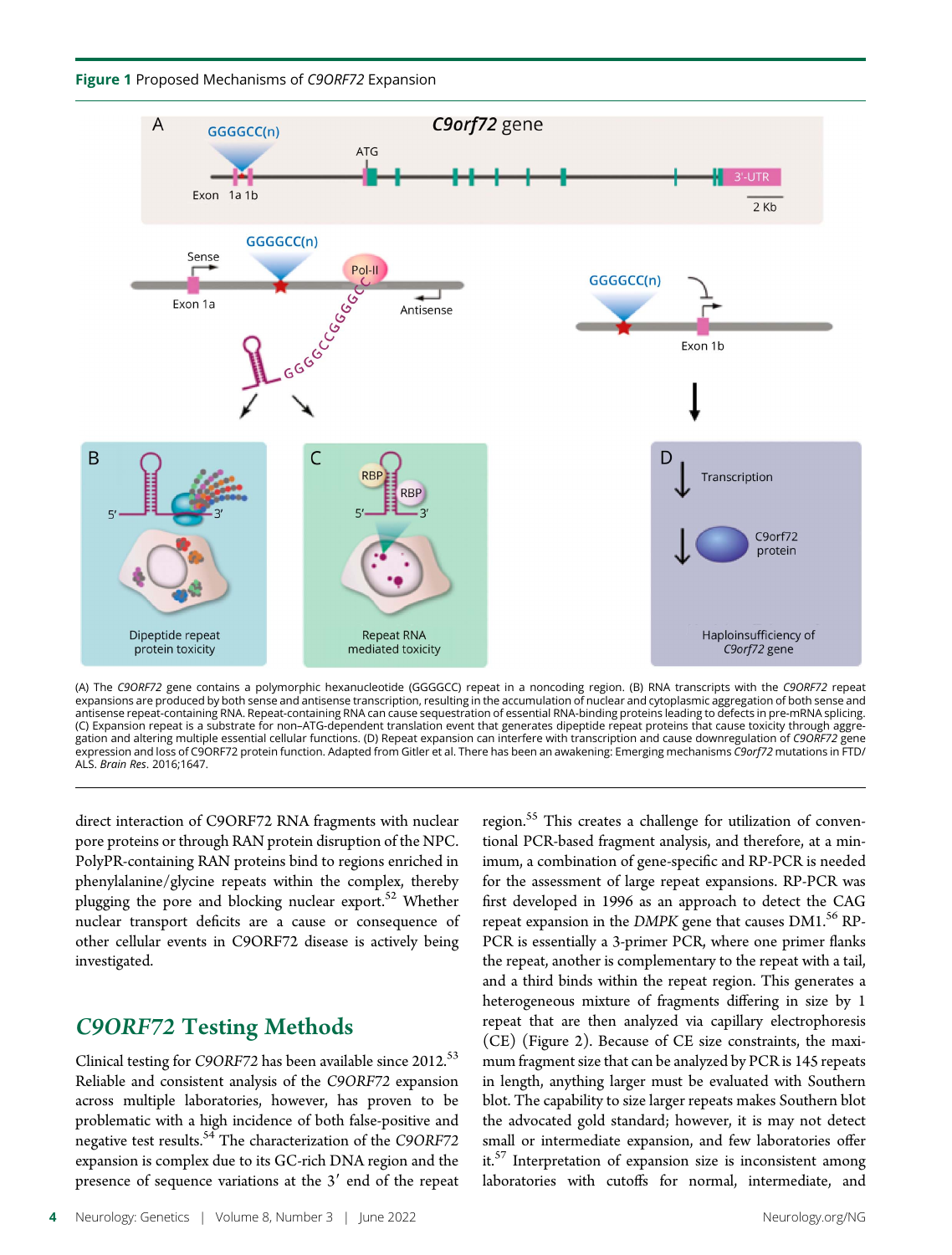**Figure 1** Proposed Mechanisms of *C9ORF72* Expansion

(A) The *C9ORF72* gene contains a polymorphic hexanucleotide (GGGGCC) repeat in a noncoding region. (B) RNA transcripts with the *C9ORF72* repeat expansions are produced by both sense and antisense transcription, resulting in the accumulation of nuclear and cytoplasmic aggregation of both sense and antisense repeat-containing RNA. Repeat-containing RNA can cause sequestration of essential RNA-binding proteins leading to defects in pre-mRNA splicing. (C) Expansion repeat is a substrate for non–ATG-dependent translation event that generates dipeptide repeat proteins that cause toxicity through aggregation and altering multiple essential cellular functions. (D) Repeat expansion can interfere with transcription and cause downregulation of *C9ORF72* gene expression and loss of C9ORF72 protein function. Adapted from Gitler et al. There has been an awakening: Emerging mechanisms *C9orf72* mutations in FTD/ALS. *Brain Res*. 2016;1647.

direct interaction of C9ORF72 RNA fragments with nuclear pore proteins or through RAN protein disruption of the NPC. PolyPR-containing RAN proteins bind to regions enriched in phenylalanine/glycine repeats within the complex, thereby plugging the pore and blocking nuclear export.[52] Whether nuclear transport deficits are a cause or consequence of other cellular events in C9ORF72 disease is actively being investigated.

## *C9ORF72* Testing Methods

Clinical testing for *C9ORF72* has been available since 2012.[53] Reliable and consistent analysis of the *C9ORF72* expansion across multiple laboratories, however, has proven to be problematic with a high incidence of both false-positive and negative test results.[54] The characterization of the *C9ORF72* expansion is complex due to its GC-rich DNA region and the presence of sequence variations at the 3′ end of the repeat region.[55] This creates a challenge for utilization of conventional PCR-based fragment analysis, and therefore, at a minimum, a combination of gene-specific and RP-PCR is needed for the assessment of large repeat expansions. RP-PCR was first developed in 1996 as an approach to detect the CAG repeat expansion in the *DMPK* gene that causes DM1.[56] RP-PCR is essentially a 3-primer PCR, where one primer flanks the repeat, another is complementary to the repeat with a tail, and a third binds within the repeat region. This generates a heterogeneous mixture of fragments differing in size by 1 repeat that are then analyzed via capillary electrophoresis (CE) (Figure 2). Because of CE size constraints, the maximum fragment size that can be analyzed by PCR is 145 repeats in length, anything larger must be evaluated with Southern blot. The capability to size larger repeats makes Southern blot the advocated gold standard; however, it is may not detect small or intermediate expansion, and few laboratories offer it.[57] Interpretation of expansion size is inconsistent among laboratories with cutoffs for normal, intermediate, and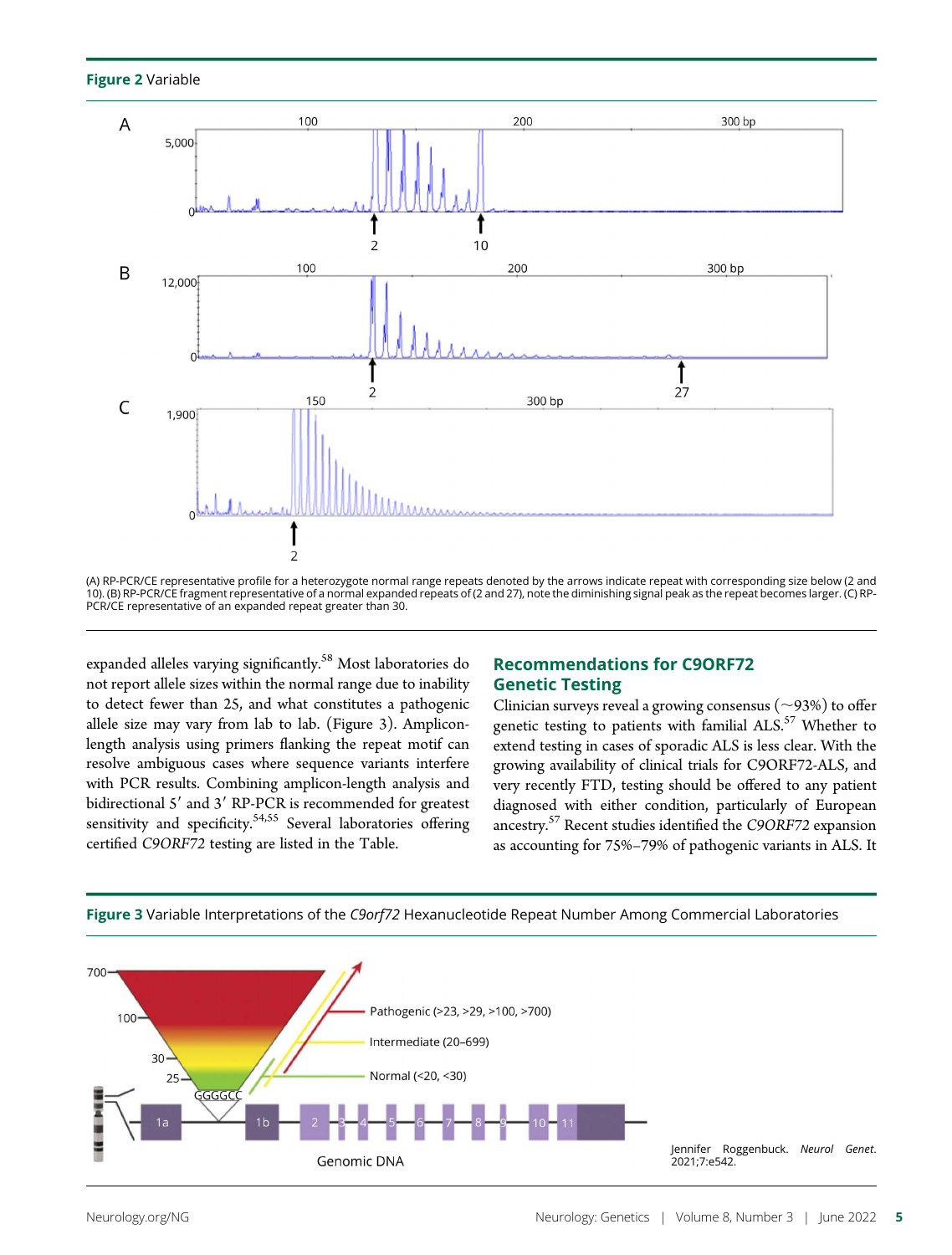**Figure 2** Variable

(A) RP-PCR/CE representative profile for a heterozygote normal range repeats denoted by the arrows indicate repeat with corresponding size below (2 and 10). (B) RP-PCR/CE fragment representative of a normal expanded repeats of (2 and 27), note the diminishing signal peak as the repeat becomes larger. (C) RP-PCR/CE representative of an expanded repeat greater than 30.

expanded alleles varying significantly.[58] Most laboratories do not report allele sizes within the normal range due to inability to detect fewer than 25, and what constitutes a pathogenic allele size may vary from lab to lab. (Figure 3). Amplicon-length analysis using primers flanking the repeat motif can resolve ambiguous cases where sequence variants interfere with PCR results. Combining amplicon-length analysis and bidirectional 5′ and 3′ RP-PCR is recommended for greatest sensitivity and specificity.[54,55] Several laboratories offering certified *C9ORF72* testing are listed in the Table.

## Recommendations for C9ORF72 Genetic Testing

Clinician surveys reveal a growing consensus (~93%) to offer genetic testing to patients with familial ALS.[57] Whether to extend testing in cases of sporadic ALS is less clear. With the growing availability of clinical trials for C9ORF72-ALS, and very recently FTD, testing should be offered to any patient diagnosed with either condition, particularly of European ancestry.[57] Recent studies identified the *C9ORF72* expansion as accounting for 75%–79% of pathogenic variants in ALS. It

**Figure 3** Variable Interpretations of the *C9orf72* Hexanucleotide Repeat Number Among Commercial Laboratories

Jennifer Roggenbuck. *Neurol Genet*. 2021;7:e542.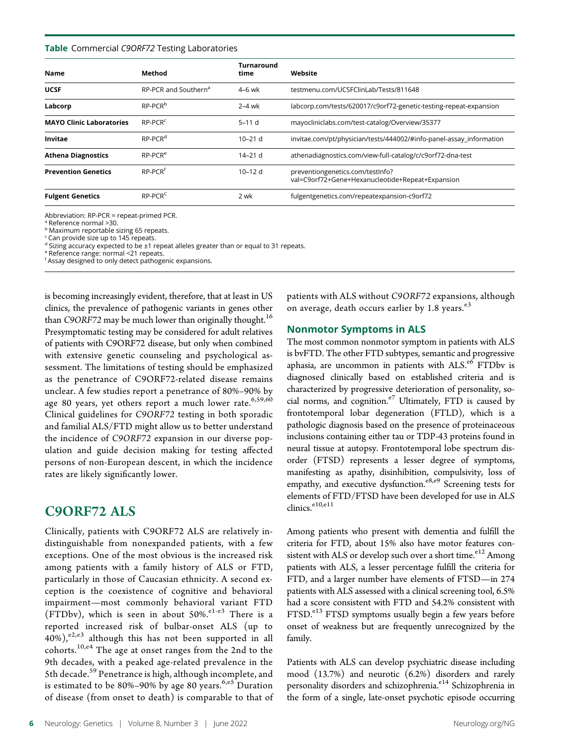**Table** Commercial *C9ORF72* Testing Laboratories

| Name | Method | Turnaround time | Website |
|---|---|---|---|
| **UCSF** | RP-PCR and Southern[a] | 4–6 wk | testmenu.com/UCSFClinLab/Tests/811648 |
| **Labcorp** | RP-PCR[b] | 2–4 wk | labcorp.com/tests/620017/c9orf72-genetic-testing-repeat-expansion |
| **MAYO Clinic Laboratories** | RP-PCR[c] | 5–11 d | mayocliniclabs.com/test-catalog/Overview/35377 |
| **Invitae** | RP-PCR[d] | 10–21 d | invitae.com/pt/physician/tests/444002/#info-panel-assay_information |
| **Athena Diagnostics** | RP-PCR[e] | 14–21 d | athenadiagnostics.com/view-full-catalog/c/c9orf72-dna-test |
| **Prevention Genetics** | RP-PCR[f] | 10–12 d | preventiongenetics.com/testInfo?val=C9orf72+Gene+Hexanucleotide+Repeat+Expansion |
| **Fulgent Genetics** | RP-PCR[C] | 2 wk | fulgentgenetics.com/repeatexpansion-c9orf72 |

Abbreviation: RP-PCR = repeat-primed PCR.
[a] Reference normal >30.
[b] Maximum reportable sizing 65 repeats.
[c] Can provide size up to 145 repeats.
[d] Sizing accuracy expected to be ±1 repeat alleles greater than or equal to 31 repeats.
[e] Reference range: normal <21 repeats.
[f] Assay designed to only detect pathogenic expansions.

is becoming increasingly evident, therefore, that at least in US clinics, the prevalence of pathogenic variants in genes other than *C9ORF72* may be much lower than originally thought.[16] Presymptomatic testing may be considered for adult relatives of patients with C9ORF72 disease, but only when combined with extensive genetic counseling and psychological assessment. The limitations of testing should be emphasized as the penetrance of C9ORF72-related disease remains unclear. A few studies report a penetrance of 80%–90% by age 80 years, yet others report a much lower rate.[6,59,60] Clinical guidelines for *C9ORF72* testing in both sporadic and familial ALS/FTD might allow us to better understand the incidence of *C9ORF72* expansion in our diverse population and guide decision making for testing affected persons of non-European descent, in which the incidence rates are likely significantly lower.

## C9ORF72 ALS

Clinically, patients with C9ORF72 ALS are relatively indistinguishable from nonexpanded patients, with a few exceptions. One of the most obvious is the increased risk among patients with a family history of ALS or FTD, particularly in those of Caucasian ethnicity. A second exception is the coexistence of cognitive and behavioral impairment—most commonly behavioral variant FTD (FTDbv), which is seen in about 50%.[e1-e3] There is a reported increased risk of bulbar-onset ALS (up to 40%),[e2,e3] although this has not been supported in all cohorts.[10,e4] The age at onset ranges from the 2nd to the 9th decades, with a peaked age-related prevalence in the 5th decade.[59] Penetrance is high, although incomplete, and is estimated to be 80%–90% by age 80 years.[6,e5] Duration of disease (from onset to death) is comparable to that of patients with ALS without *C9ORF72* expansions, although on average, death occurs earlier by 1.8 years.[e3]

### Nonmotor Symptoms in ALS

The most common nonmotor symptom in patients with ALS is bvFTD. The other FTD subtypes, semantic and progressive aphasia, are uncommon in patients with ALS.[e6] FTDbv is diagnosed clinically based on established criteria and is characterized by progressive deterioration of personality, social norms, and cognition.[e7] Ultimately, FTD is caused by frontotemporal lobar degeneration (FTLD), which is a pathologic diagnosis based on the presence of proteinaceous inclusions containing either tau or TDP-43 proteins found in neural tissue at autopsy. Frontotemporal lobe spectrum disorder (FTSD) represents a lesser degree of symptoms, manifesting as apathy, disinhibition, compulsivity, loss of empathy, and executive dysfunction.[e8,e9] Screening tests for elements of FTD/FTSD have been developed for use in ALS clinics.[e10,e11]

Among patients who present with dementia and fulfill the criteria for FTD, about 15% also have motor features consistent with ALS or develop such over a short time.[e12] Among patients with ALS, a lesser percentage fulfill the criteria for FTD, and a larger number have elements of FTSD—in 274 patients with ALS assessed with a clinical screening tool, 6.5% had a score consistent with FTD and 54.2% consistent with FTSD.[e13] FTSD symptoms usually begin a few years before onset of weakness but are frequently unrecognized by the family.

Patients with ALS can develop psychiatric disease including mood (13.7%) and neurotic (6.2%) disorders and rarely personality disorders and schizophrenia.[e14] Schizophrenia in the form of a single, late-onset psychotic episode occurring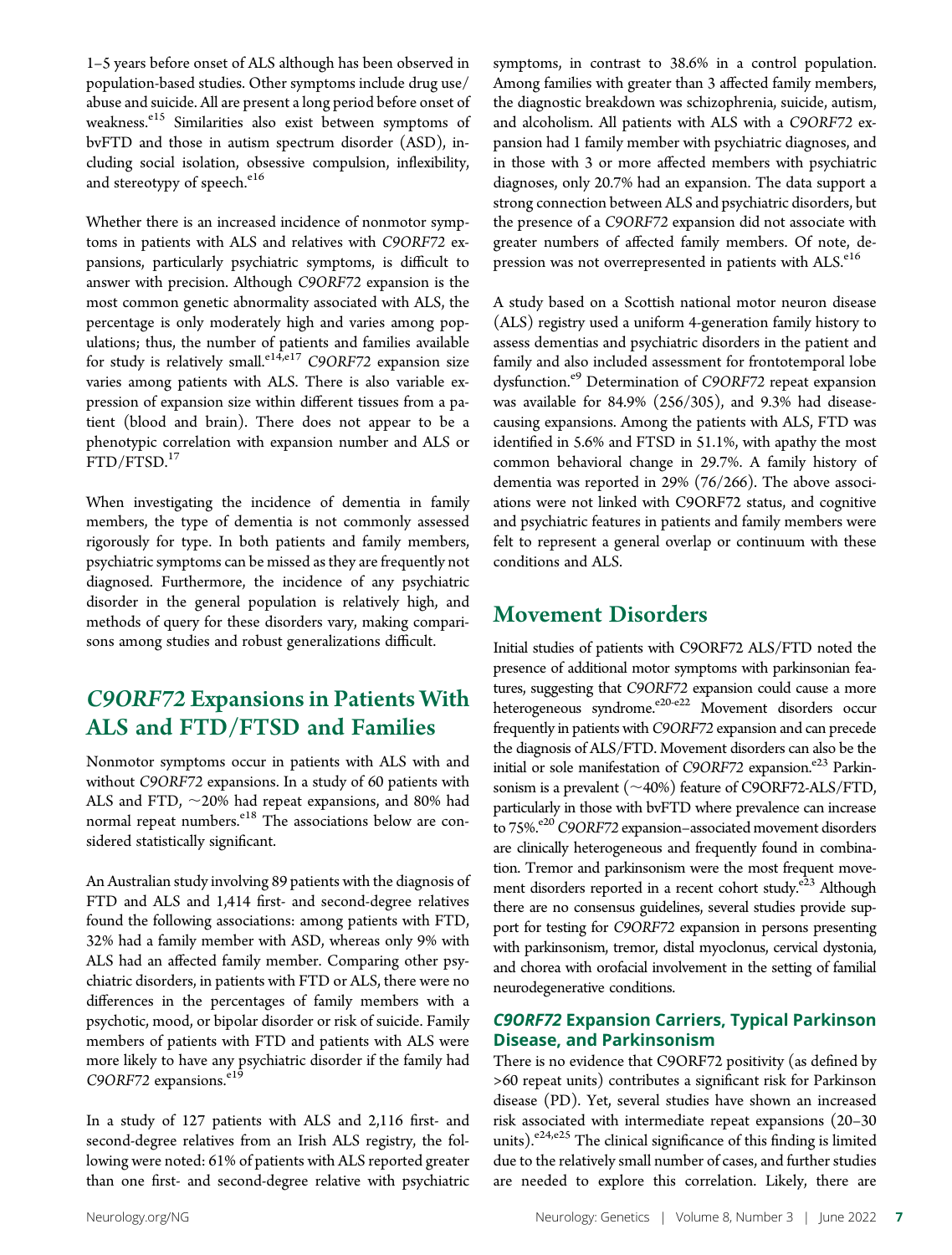1–5 years before onset of ALS although has been observed in population-based studies. Other symptoms include drug use/abuse and suicide. All are present a long period before onset of weakness.[e15] Similarities also exist between symptoms of bvFTD and those in autism spectrum disorder (ASD), including social isolation, obsessive compulsion, inflexibility, and stereotypy of speech.[e16]

Whether there is an increased incidence of nonmotor symptoms in patients with ALS and relatives with *C9ORF72* expansions, particularly psychiatric symptoms, is difficult to answer with precision. Although *C9ORF72* expansion is the most common genetic abnormality associated with ALS, the percentage is only moderately high and varies among populations; thus, the number of patients and families available for study is relatively small.[e14,e17] *C9ORF72* expansion size varies among patients with ALS. There is also variable expression of expansion size within different tissues from a patient (blood and brain). There does not appear to be a phenotypic correlation with expansion number and ALS or FTD/FTSD.[17]

When investigating the incidence of dementia in family members, the type of dementia is not commonly assessed rigorously for type. In both patients and family members, psychiatric symptoms can be missed as they are frequently not diagnosed. Furthermore, the incidence of any psychiatric disorder in the general population is relatively high, and methods of query for these disorders vary, making comparisons among studies and robust generalizations difficult.

## *C9ORF72* Expansions in Patients With ALS and FTD/FTSD and Families

Nonmotor symptoms occur in patients with ALS with and without *C9ORF72* expansions. In a study of 60 patients with ALS and FTD, ~20% had repeat expansions, and 80% had normal repeat numbers.[e18] The associations below are considered statistically significant.

An Australian study involving 89 patients with the diagnosis of FTD and ALS and 1,414 first- and second-degree relatives found the following associations: among patients with FTD, 32% had a family member with ASD, whereas only 9% with ALS had an affected family member. Comparing other psychiatric disorders, in patients with FTD or ALS, there were no differences in the percentages of family members with a psychotic, mood, or bipolar disorder or risk of suicide. Family members of patients with FTD and patients with ALS were more likely to have any psychiatric disorder if the family had *C9ORF72* expansions.[e19]

In a study of 127 patients with ALS and 2,116 first- and second-degree relatives from an Irish ALS registry, the following were noted: 61% of patients with ALS reported greater than one first- and second-degree relative with psychiatric symptoms, in contrast to 38.6% in a control population. Among families with greater than 3 affected family members, the diagnostic breakdown was schizophrenia, suicide, autism, and alcoholism. All patients with ALS with a *C9ORF72* expansion had 1 family member with psychiatric diagnoses, and in those with 3 or more affected members with psychiatric diagnoses, only 20.7% had an expansion. The data support a strong connection between ALS and psychiatric disorders, but the presence of a *C9ORF72* expansion did not associate with greater numbers of affected family members. Of note, depression was not overrepresented in patients with ALS.[e16]

A study based on a Scottish national motor neuron disease (ALS) registry used a uniform 4-generation family history to assess dementias and psychiatric disorders in the patient and family and also included assessment for frontotemporal lobe dysfunction.[e9] Determination of *C9ORF72* repeat expansion was available for 84.9% (256/305), and 9.3% had disease-causing expansions. Among the patients with ALS, FTD was identified in 5.6% and FTSD in 51.1%, with apathy the most common behavioral change in 29.7%. A family history of dementia was reported in 29% (76/266). The above associations were not linked with C9ORF72 status, and cognitive and psychiatric features in patients and family members were felt to represent a general overlap or continuum with these conditions and ALS.

## Movement Disorders

Initial studies of patients with C9ORF72 ALS/FTD noted the presence of additional motor symptoms with parkinsonian features, suggesting that *C9ORF72* expansion could cause a more heterogeneous syndrome.[e20-e22] Movement disorders occur frequently in patients with *C9ORF72* expansion and can precede the diagnosis of ALS/FTD. Movement disorders can also be the initial or sole manifestation of *C9ORF72* expansion.[e23] Parkinsonism is a prevalent (~40%) feature of C9ORF72-ALS/FTD, particularly in those with bvFTD where prevalence can increase to 75%.[e20] *C9ORF72* expansion–associated movement disorders are clinically heterogeneous and frequently found in combination. Tremor and parkinsonism were the most frequent movement disorders reported in a recent cohort study.[e23] Although there are no consensus guidelines, several studies provide support for testing for *C9ORF72* expansion in persons presenting with parkinsonism, tremor, distal myoclonus, cervical dystonia, and chorea with orofacial involvement in the setting of familial neurodegenerative conditions.

### *C9ORF72* Expansion Carriers, Typical Parkinson Disease, and Parkinsonism

There is no evidence that C9ORF72 positivity (as defined by >60 repeat units) contributes a significant risk for Parkinson disease (PD). Yet, several studies have shown an increased risk associated with intermediate repeat expansions (20–30 units).[e24,e25] The clinical significance of this finding is limited due to the relatively small number of cases, and further studies are needed to explore this correlation. Likely, there are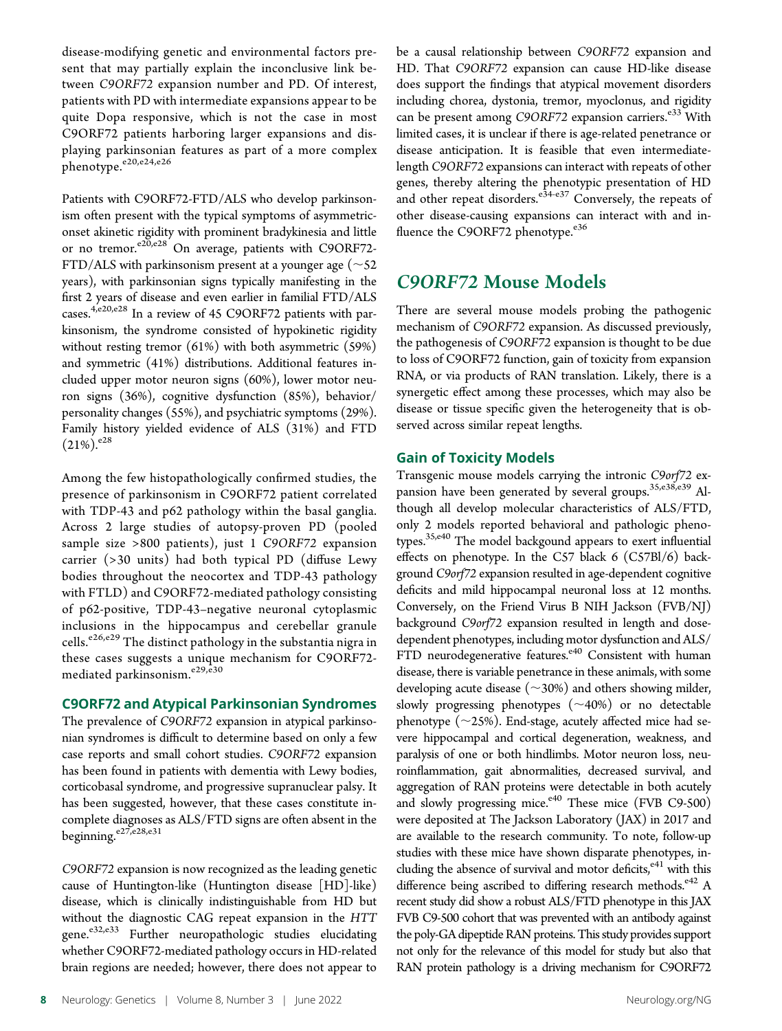disease-modifying genetic and environmental factors present that may partially explain the inconclusive link between *C9ORF72* expansion number and PD. Of interest, patients with PD with intermediate expansions appear to be quite Dopa responsive, which is not the case in most C9ORF72 patients harboring larger expansions and displaying parkinsonian features as part of a more complex phenotype.[e20,e24,e26]

Patients with C9ORF72-FTD/ALS who develop parkinsonism often present with the typical symptoms of asymmetric-onset akinetic rigidity with prominent bradykinesia and little or no tremor.[e20,e28] On average, patients with C9ORF72-FTD/ALS with parkinsonism present at a younger age (~52 years), with parkinsonian signs typically manifesting in the first 2 years of disease and even earlier in familial FTD/ALS cases.[4,e20,e28] In a review of 45 C9ORF72 patients with parkinsonism, the syndrome consisted of hypokinetic rigidity without resting tremor (61%) with both asymmetric (59%) and symmetric (41%) distributions. Additional features included upper motor neuron signs (60%), lower motor neuron signs (36%), cognitive dysfunction (85%), behavior/personality changes (55%), and psychiatric symptoms (29%). Family history yielded evidence of ALS (31%) and FTD (21%).[e28]

Among the few histopathologically confirmed studies, the presence of parkinsonism in C9ORF72 patient correlated with TDP-43 and p62 pathology within the basal ganglia. Across 2 large studies of autopsy-proven PD (pooled sample size >800 patients), just 1 *C9ORF72* expansion carrier (>30 units) had both typical PD (diffuse Lewy bodies throughout the neocortex and TDP-43 pathology with FTLD) and C9ORF72-mediated pathology consisting of p62-positive, TDP-43–negative neuronal cytoplasmic inclusions in the hippocampus and cerebellar granule cells.[e26,e29] The distinct pathology in the substantia nigra in these cases suggests a unique mechanism for C9ORF72-mediated parkinsonism.[e29,e30]

### C9ORF72 and Atypical Parkinsonian Syndromes

The prevalence of *C9ORF72* expansion in atypical parkinsonian syndromes is difficult to determine based on only a few case reports and small cohort studies. *C9ORF72* expansion has been found in patients with dementia with Lewy bodies, corticobasal syndrome, and progressive supranuclear palsy. It has been suggested, however, that these cases constitute incomplete diagnoses as ALS/FTD signs are often absent in the beginning.[e27,e28,e31]

*C9ORF72* expansion is now recognized as the leading genetic cause of Huntington-like (Huntington disease [HD]-like) disease, which is clinically indistinguishable from HD but without the diagnostic CAG repeat expansion in the *HTT* gene.[e32,e33] Further neuropathologic studies elucidating whether C9ORF72-mediated pathology occurs in HD-related brain regions are needed; however, there does not appear to be a causal relationship between *C9ORF72* expansion and HD. That *C9ORF72* expansion can cause HD-like disease does support the findings that atypical movement disorders including chorea, dystonia, tremor, myoclonus, and rigidity can be present among *C9ORF72* expansion carriers.[e33] With limited cases, it is unclear if there is age-related penetrance or disease anticipation. It is feasible that even intermediate-length *C9ORF72* expansions can interact with repeats of other genes, thereby altering the phenotypic presentation of HD and other repeat disorders.[e34-e37] Conversely, the repeats of other disease-causing expansions can interact with and influence the C9ORF72 phenotype.[e36]

## *C9ORF72* Mouse Models

There are several mouse models probing the pathogenic mechanism of *C9ORF72* expansion. As discussed previously, the pathogenesis of *C9ORF72* expansion is thought to be due to loss of C9ORF72 function, gain of toxicity from expansion RNA, or via products of RAN translation. Likely, there is a synergetic effect among these processes, which may also be disease or tissue specific given the heterogeneity that is observed across similar repeat lengths.

### Gain of Toxicity Models

Transgenic mouse models carrying the intronic *C9orf72* expansion have been generated by several groups.[35,e38,e39] Although all develop molecular characteristics of ALS/FTD, only 2 models reported behavioral and pathologic phenotypes.[35,e40] The model backgound appears to exert influential effects on phenotype. In the C57 black 6 (C57Bl/6) background *C9orf72* expansion resulted in age-dependent cognitive deficits and mild hippocampal neuronal loss at 12 months. Conversely, on the Friend Virus B NIH Jackson (FVB/NJ) background *C9orf72* expansion resulted in length and dose-dependent phenotypes, including motor dysfunction and ALS/FTD neurodegenerative features.[e40] Consistent with human disease, there is variable penetrance in these animals, with some developing acute disease (~30%) and others showing milder, slowly progressing phenotypes (~40%) or no detectable phenotype (~25%). End-stage, acutely affected mice had severe hippocampal and cortical degeneration, weakness, and paralysis of one or both hindlimbs. Motor neuron loss, neuroinflammation, gait abnormalities, decreased survival, and aggregation of RAN proteins were detectable in both acutely and slowly progressing mice.[e40] These mice (FVB C9-500) were deposited at The Jackson Laboratory (JAX) in 2017 and are available to the research community. To note, follow-up studies with these mice have shown disparate phenotypes, including the absence of survival and motor deficits,[e41] with this difference being ascribed to differing research methods.[e42] A recent study did show a robust ALS/FTD phenotype in this JAX FVB C9-500 cohort that was prevented with an antibody against the poly-GA dipeptide RAN proteins. This study provides support not only for the relevance of this model for study but also that RAN protein pathology is a driving mechanism for C9ORF72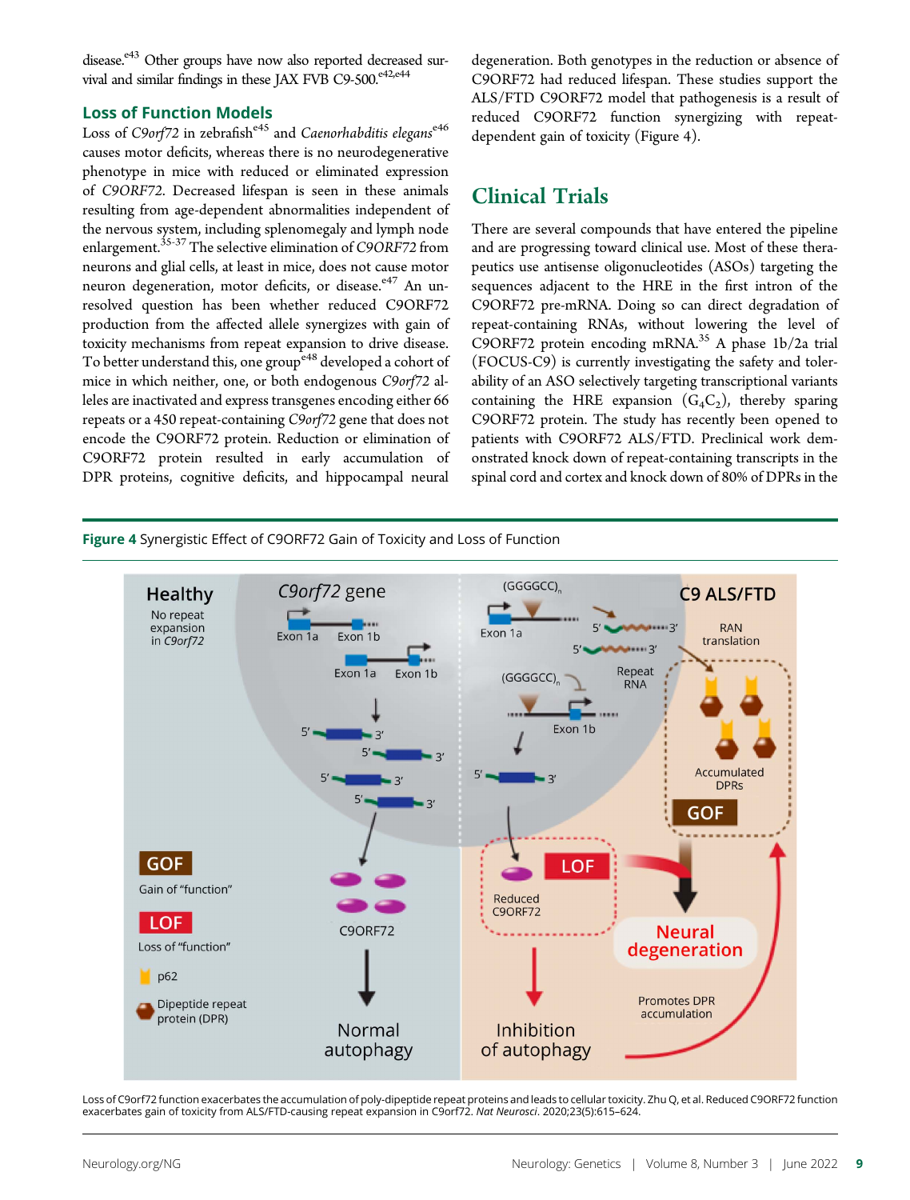disease.[e43] Other groups have now also reported decreased survival and similar findings in these JAX FVB C9-500.[e42,e44]

### Loss of Function Models

Loss of *C9orf72* in zebrafish[e45] and *Caenorhabditis elegans*[e46] causes motor deficits, whereas there is no neurodegenerative phenotype in mice with reduced or eliminated expression of *C9ORF72*. Decreased lifespan is seen in these animals resulting from age-dependent abnormalities independent of the nervous system, including splenomegaly and lymph node enlargement.[35-37] The selective elimination of *C9ORF72* from neurons and glial cells, at least in mice, does not cause motor neuron degeneration, motor deficits, or disease.[e47] An unresolved question has been whether reduced C9ORF72 production from the affected allele synergizes with gain of toxicity mechanisms from repeat expansion to drive disease. To better understand this, one group[e48] developed a cohort of mice in which neither, one, or both endogenous *C9orf72* alleles are inactivated and express transgenes encoding either 66 repeats or a 450 repeat-containing *C9orf72* gene that does not encode the C9ORF72 protein. Reduction or elimination of C9ORF72 protein resulted in early accumulation of DPR proteins, cognitive deficits, and hippocampal neural degeneration. Both genotypes in the reduction or absence of C9ORF72 had reduced lifespan. These studies support the ALS/FTD C9ORF72 model that pathogenesis is a result of reduced C9ORF72 function synergizing with repeat-dependent gain of toxicity (Figure 4).

## Clinical Trials

There are several compounds that have entered the pipeline and are progressing toward clinical use. Most of these therapeutics use antisense oligonucleotides (ASOs) targeting the sequences adjacent to the HRE in the first intron of the C9ORF72 pre-mRNA. Doing so can direct degradation of repeat-containing RNAs, without lowering the level of C9ORF72 protein encoding mRNA.[35] A phase 1b/2a trial (FOCUS-C9) is currently investigating the safety and tolerability of an ASO selectively targeting transcriptional variants containing the HRE expansion ($G_4C_2$), thereby sparing C9ORF72 protein. The study has recently been opened to patients with C9ORF72 ALS/FTD. Preclinical work demonstrated knock down of repeat-containing transcripts in the spinal cord and cortex and knock down of 80% of DPRs in the

**Figure 4** Synergistic Effect of C9ORF72 Gain of Toxicity and Loss of Function

Loss of C9orf72 function exacerbates the accumulation of poly-dipeptide repeat proteins and leads to cellular toxicity. Zhu Q, et al. Reduced C9ORF72 function exacerbates gain of toxicity from ALS/FTD-causing repeat expansion in C9orf72. *Nat Neurosci*. 2020;23(5):615–624.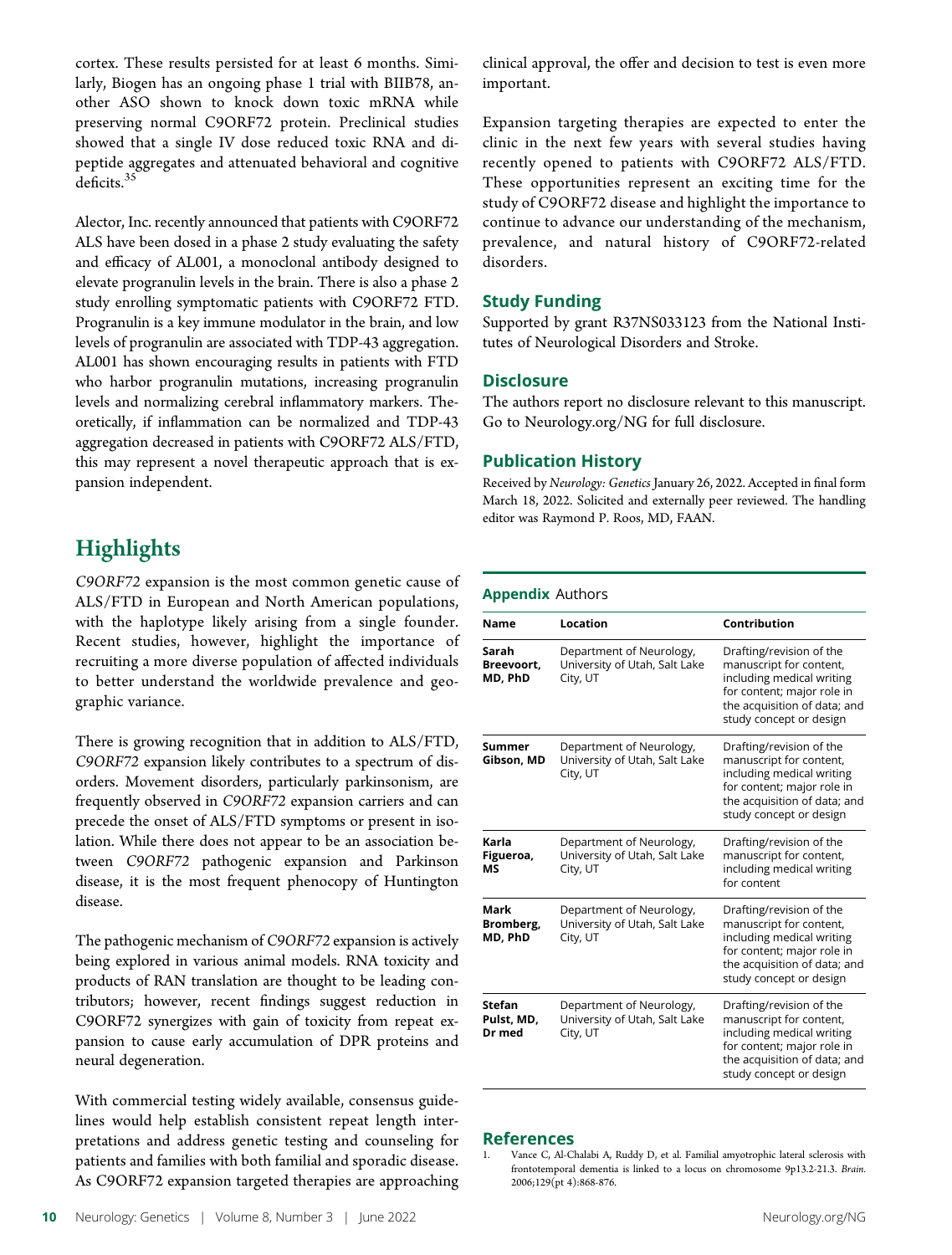cortex. These results persisted for at least 6 months. Similarly, Biogen has an ongoing phase 1 trial with BIIB78, another ASO shown to knock down toxic mRNA while preserving normal C9ORF72 protein. Preclinical studies showed that a single IV dose reduced toxic RNA and dipeptide aggregates and attenuated behavioral and cognitive deficits.[35]

Alector, Inc. recently announced that patients with C9ORF72 ALS have been dosed in a phase 2 study evaluating the safety and efficacy of AL001, a monoclonal antibody designed to elevate progranulin levels in the brain. There is also a phase 2 study enrolling symptomatic patients with C9ORF72 FTD. Progranulin is a key immune modulator in the brain, and low levels of progranulin are associated with TDP-43 aggregation. AL001 has shown encouraging results in patients with FTD who harbor progranulin mutations, increasing progranulin levels and normalizing cerebral inflammatory markers. Theoretically, if inflammation can be normalized and TDP-43 aggregation decreased in patients with C9ORF72 ALS/FTD, this may represent a novel therapeutic approach that is expansion independent.

# Highlights

*C9ORF72* expansion is the most common genetic cause of ALS/FTD in European and North American populations, with the haplotype likely arising from a single founder. Recent studies, however, highlight the importance of recruiting a more diverse population of affected individuals to better understand the worldwide prevalence and geographic variance.

There is growing recognition that in addition to ALS/FTD, *C9ORF72* expansion likely contributes to a spectrum of disorders. Movement disorders, particularly parkinsonism, are frequently observed in *C9ORF72* expansion carriers and can precede the onset of ALS/FTD symptoms or present in isolation. While there does not appear to be an association between *C9ORF72* pathogenic expansion and Parkinson disease, it is the most frequent phenocopy of Huntington disease.

The pathogenic mechanism of *C9ORF72* expansion is actively being explored in various animal models. RNA toxicity and products of RAN translation are thought to be leading contributors; however, recent findings suggest reduction in C9ORF72 synergizes with gain of toxicity from repeat expansion to cause early accumulation of DPR proteins and neural degeneration.

With commercial testing widely available, consensus guidelines would help establish consistent repeat length interpretations and address genetic testing and counseling for patients and families with both familial and sporadic disease. As C9ORF72 expansion targeted therapies are approaching clinical approval, the offer and decision to test is even more important.

Expansion targeting therapies are expected to enter the clinic in the next few years with several studies having recently opened to patients with C9ORF72 ALS/FTD. These opportunities represent an exciting time for the study of C9ORF72 disease and highlight the importance to continue to advance our understanding of the mechanism, prevalence, and natural history of C9ORF72-related disorders.

## Study Funding

Supported by grant R37NS033123 from the National Institutes of Neurological Disorders and Stroke.

## Disclosure

The authors report no disclosure relevant to this manuscript. Go to Neurology.org/NG for full disclosure.

## Publication History

Received by *Neurology: Genetics* January 26, 2022. Accepted in final form March 18, 2022. Solicited and externally peer reviewed. The handling editor was Raymond P. Roos, MD, FAAN.

**Appendix** Authors

| Name | Location | Contribution |
|---|---|---|
| **Sarah Breevoort, MD, PhD** | Department of Neurology, University of Utah, Salt Lake City, UT | Drafting/revision of the manuscript for content, including medical writing for content; major role in the acquisition of data; and study concept or design |
| **Summer Gibson, MD** | Department of Neurology, University of Utah, Salt Lake City, UT | Drafting/revision of the manuscript for content, including medical writing for content; major role in the acquisition of data; and study concept or design |
| **Karla Figueroa, MS** | Department of Neurology, University of Utah, Salt Lake City, UT | Drafting/revision of the manuscript for content, including medical writing for content |
| **Mark Bromberg, MD, PhD** | Department of Neurology, University of Utah, Salt Lake City, UT | Drafting/revision of the manuscript for content, including medical writing for content; major role in the acquisition of data; and study concept or design |
| **Stefan Pulst, MD, Dr med** | Department of Neurology, University of Utah, Salt Lake City, UT | Drafting/revision of the manuscript for content, including medical writing for content; major role in the acquisition of data; and study concept or design |

## References

1. Vance C, Al-Chalabi A, Ruddy D, et al. Familial amyotrophic lateral sclerosis with frontotemporal dementia is linked to a locus on chromosome 9p13.2-21.3. *Brain*. 2006;129(pt 4):868-876.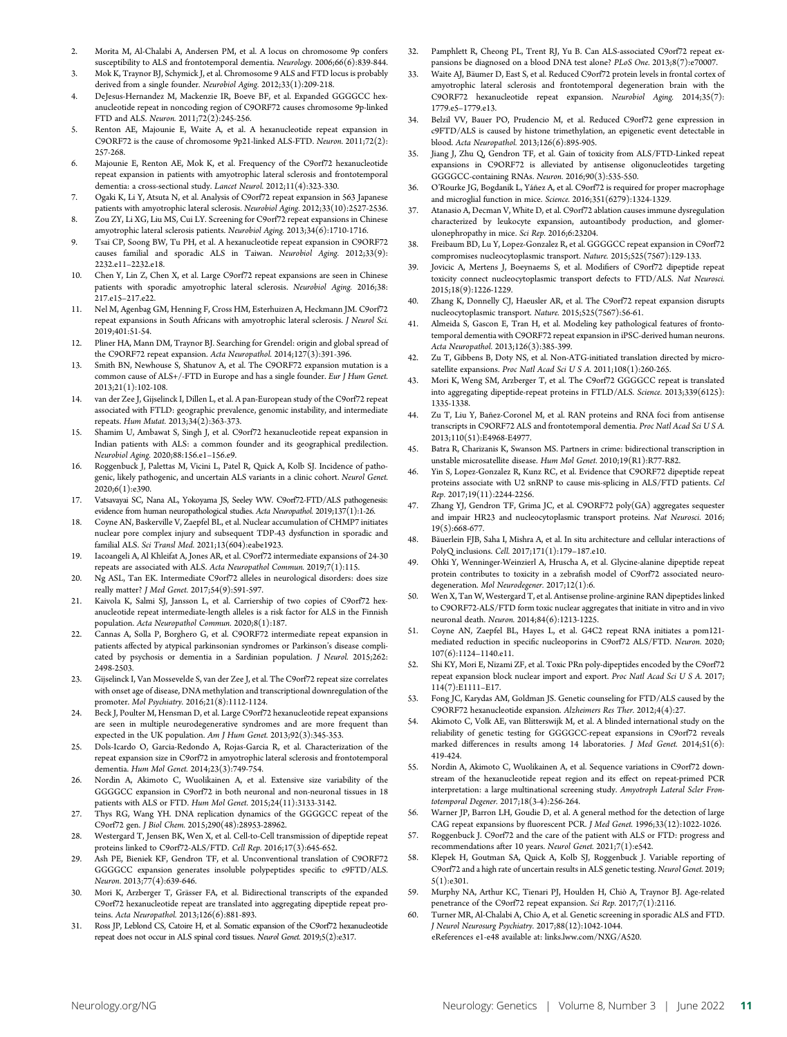2. Morita M, Al-Chalabi A, Andersen PM, et al. A locus on chromosome 9p confers susceptibility to ALS and frontotemporal dementia. *Neurology.* 2006;66(6):839-844.
3. Mok K, Traynor BJ, Schymick J, et al. Chromosome 9 ALS and FTD locus is probably derived from a single founder. *Neurobiol Aging.* 2012;33(1):209-218.
4. DeJesus-Hernandez M, Mackenzie IR, Boeve BF, et al. Expanded GGGGCC hexanucleotide repeat in noncoding region of C9ORF72 causes chromosome 9p-linked FTD and ALS. *Neuron.* 2011;72(2):245-256.
5. Renton AE, Majounie E, Waite A, et al. A hexanucleotide repeat expansion in C9ORF72 is the cause of chromosome 9p21-linked ALS-FTD. *Neuron.* 2011;72(2):257-268.
6. Majounie E, Renton AE, Mok K, et al. Frequency of the C9orf72 hexanucleotide repeat expansion in patients with amyotrophic lateral sclerosis and frontotemporal dementia: a cross-sectional study. *Lancet Neurol.* 2012;11(4):323-330.
7. Ogaki K, Li Y, Atsuta N, et al. Analysis of C9orf72 repeat expansion in 563 Japanese patients with amyotrophic lateral sclerosis. *Neurobiol Aging.* 2012;33(10):2527-2536.
8. Zou ZY, Li XG, Liu MS, Cui LY. Screening for C9orf72 repeat expansions in Chinese amyotrophic lateral sclerosis patients. *Neurobiol Aging.* 2013;34(6):1710-1716.
9. Tsai CP, Soong BW, Tu PH, et al. A hexanucleotide repeat expansion in C9ORF72 causes familial and sporadic ALS in Taiwan. *Neurobiol Aging.* 2012;33(9):2232.e11–2232.e18.
10. Chen Y, Lin Z, Chen X, et al. Large C9orf72 repeat expansions are seen in Chinese patients with sporadic amyotrophic lateral sclerosis. *Neurobiol Aging.* 2016;38:217.e15–217.e22.
11. Nel M, Agenbag GM, Henning F, Cross HM, Esterhuizen A, Heckmann JM. C9orf72 repeat expansions in South Africans with amyotrophic lateral sclerosis. *J Neurol Sci.* 2019;401:51-54.
12. Pliner HA, Mann DM, Traynor BJ. Searching for Grendel: origin and global spread of the C9ORF72 repeat expansion. *Acta Neuropathol.* 2014;127(3):391-396.
13. Smith BN, Newhouse S, Shatunov A, et al. The C9ORF72 expansion mutation is a common cause of ALS+/-FTD in Europe and has a single founder. *Eur J Hum Genet.* 2013;21(1):102-108.
14. van der Zee J, Gijselinck I, Dillen L, et al. A pan-European study of the C9orf72 repeat associated with FTLD: geographic prevalence, genomic instability, and intermediate repeats. *Hum Mutat.* 2013;34(2):363-373.
15. Shamim U, Ambawat S, Singh J, et al. C9orf72 hexanucleotide repeat expansion in Indian patients with ALS: a common founder and its geographical predilection. *Neurobiol Aging.* 2020;88:156.e1–156.e9.
16. Roggenbuck J, Palettas M, Vicini L, Patel R, Quick A, Kolb SJ. Incidence of pathogenic, likely pathogenic, and uncertain ALS variants in a clinic cohort. *Neurol Genet.* 2020;6(1):e390.
17. Vatsavayai SC, Nana AL, Yokoyama JS, Seeley WW. C9orf72-FTD/ALS pathogenesis: evidence from human neuropathological studies. *Acta Neuropathol.* 2019;137(1):1-26.
18. Coyne AN, Baskerville V, Zaepfel BL, et al. Nuclear accumulation of CHMP7 initiates nuclear pore complex injury and subsequent TDP-43 dysfunction in sporadic and familial ALS. *Sci Transl Med.* 2021;13(604):eabe1923.
19. Iacoangeli A, Al Khleifat A, Jones AR, et al. C9orf72 intermediate expansions of 24-30 repeats are associated with ALS. *Acta Neuropathol Commun.* 2019;7(1):115.
20. Ng ASL, Tan EK. Intermediate C9orf72 alleles in neurological disorders: does size really matter? *J Med Genet.* 2017;54(9):591-597.
21. Kaivola K, Salmi SJ, Jansson L, et al. Carriership of two copies of C9orf72 hexanucleotide repeat intermediate-length alleles is a risk factor for ALS in the Finnish population. *Acta Neuropathol Commun.* 2020;8(1):187.
22. Cannas A, Solla P, Borghero G, et al. C9ORF72 intermediate repeat expansion in patients affected by atypical parkinsonian syndromes or Parkinson's disease complicated by psychosis or dementia in a Sardinian population. *J Neurol.* 2015;262:2498-2503.
23. Gijselinck I, Van Mossevelde S, van der Zee J, et al. The C9orf72 repeat size correlates with onset age of disease, DNA methylation and transcriptional downregulation of the promoter. *Mol Psychiatry.* 2016;21(8):1112-1124.
24. Beck J, Poulter M, Hensman D, et al. Large C9orf72 hexanucleotide repeat expansions are seen in multiple neurodegenerative syndromes and are more frequent than expected in the UK population. *Am J Hum Genet.* 2013;92(3):345-353.
25. Dols-Icardo O, Garcia-Redondo A, Rojas-Garcia R, et al. Characterization of the repeat expansion size in C9orf72 in amyotrophic lateral sclerosis and frontotemporal dementia. *Hum Mol Genet.* 2014;23(3):749-754.
26. Nordin A, Akimoto C, Wuolikainen A, et al. Extensive size variability of the GGGGCC expansion in C9orf72 in both neuronal and non-neuronal tissues in 18 patients with ALS or FTD. *Hum Mol Genet.* 2015;24(11):3133-3142.
27. Thys RG, Wang YH. DNA replication dynamics of the GGGGCC repeat of the C9orf72 gen. *J Biol Chem.* 2015;290(48):28953-28962.
28. Westergard T, Jensen BK, Wen X, et al. Cell-to-Cell transmission of dipeptide repeat proteins linked to C9orf72-ALS/FTD. *Cell Rep.* 2016;17(3):645-652.
29. Ash PE, Bieniek KF, Gendron TF, et al. Unconventional translation of C9ORF72 GGGGCC expansion generates insoluble polypeptides specific to c9FTD/ALS. *Neuron.* 2013;77(4):639-646.
30. Mori K, Arzberger T, Grässer FA, et al. Bidirectional transcripts of the expanded C9orf72 hexanucleotide repeat are translated into aggregating dipeptide repeat proteins. *Acta Neuropathol.* 2013;126(6):881-893.
31. Ross JP, Leblond CS, Catoire H, et al. Somatic expansion of the C9orf72 hexanucleotide repeat does not occur in ALS spinal cord tissues. *Neurol Genet.* 2019;5(2):e317.
32. Pamphlett R, Cheong PL, Trent RJ, Yu B. Can ALS-associated C9orf72 repeat expansions be diagnosed on a blood DNA test alone? *PLoS One.* 2013;8(7):e70007.
33. Waite AJ, Bäumer D, East S, et al. Reduced C9orf72 protein levels in frontal cortex of amyotrophic lateral sclerosis and frontotemporal degeneration brain with the C9ORF72 hexanucleotide repeat expansion. *Neurobiol Aging.* 2014;35(7):1779.e5–1779.e13.
34. Belzil VV, Bauer PO, Prudencio M, et al. Reduced C9orf72 gene expression in c9FTD/ALS is caused by histone trimethylation, an epigenetic event detectable in blood. *Acta Neuropathol.* 2013;126(6):895-905.
35. Jiang J, Zhu Q, Gendron TF, et al. Gain of toxicity from ALS/FTD-Linked repeat expansions in C9ORF72 is alleviated by antisense oligonucleotides targeting GGGGCC-containing RNAs. *Neuron.* 2016;90(3):535-550.
36. O'Rourke JG, Bogdanik L, Yáñez A, et al. C9orf72 is required for proper macrophage and microglial function in mice. *Science.* 2016;351(6279):1324-1329.
37. Atanasio A, Decman V, White D, et al. C9orf72 ablation causes immune dysregulation characterized by leukocyte expansion, autoantibody production, and glomerulonephropathy in mice. *Sci Rep.* 2016;6:23204.
38. Freibaum BD, Lu Y, Lopez-Gonzalez R, et al. GGGGCC repeat expansion in C9orf72 compromises nucleocytoplasmic transport. *Nature.* 2015;525(7567):129-133.
39. Jovicic A, Mertens J, Boeynaems S, et al. Modifiers of C9orf72 dipeptide repeat toxicity connect nucleocytoplasmic transport defects to FTD/ALS. *Nat Neurosci.* 2015;18(9):1226-1229.
40. Zhang K, Donnelly CJ, Haeusler AR, et al. The C9orf72 repeat expansion disrupts nucleocytoplasmic transport. *Nature.* 2015;525(7567):56-61.
41. Almeida S, Gascon E, Tran H, et al. Modeling key pathological features of frontotemporal dementia with C9ORF72 repeat expansion in iPSC-derived human neurons. *Acta Neuropathol.* 2013;126(3):385-399.
42. Zu T, Gibbens B, Doty NS, et al. Non-ATG-initiated translation directed by microsatellite expansions. *Proc Natl Acad Sci U S A.* 2011;108(1):260-265.
43. Mori K, Weng SM, Arzberger T, et al. The C9orf72 GGGGCC repeat is translated into aggregating dipeptide-repeat proteins in FTLD/ALS. *Science.* 2013;339(6125):1335-1338.
44. Zu T, Liu Y, Bañez-Coronel M, et al. RAN proteins and RNA foci from antisense transcripts in C9ORF72 ALS and frontotemporal dementia. *Proc Natl Acad Sci U S A.* 2013;110(51):E4968-E4977.
45. Batra R, Charizanis K, Swanson MS. Partners in crime: bidirectional transcription in unstable microsatellite disease. *Hum Mol Genet.* 2010;19(R1):R77-R82.
46. Yin S, Lopez-Gonzalez R, Kunz RC, et al. Evidence that C9ORF72 dipeptide repeat proteins associate with U2 snRNP to cause mis-splicing in ALS/FTD patients. *Cel Rep.* 2017;19(11):2244-2256.
47. Zhang YJ, Gendron TF, Grima JC, et al. C9ORF72 poly(GA) aggregates sequester and impair HR23 and nucleocytoplasmic transport proteins. *Nat Neurosci.* 2016;19(5):668-677.
48. Bäuerlein FJB, Saha I, Mishra A, et al. In situ architecture and cellular interactions of PolyQ inclusions. *Cell.* 2017;171(1):179–187.e10.
49. Ohki Y, Wenninger-Weinzierl A, Hruscha A, et al. Glycine-alanine dipeptide repeat protein contributes to toxicity in a zebrafish model of C9orf72 associated neurodegeneration. *Mol Neurodegener.* 2017;12(1):6.
50. Wen X, Tan W, Westergard T, et al. Antisense proline-arginine RAN dipeptides linked to C9ORF72-ALS/FTD form toxic nuclear aggregates that initiate in vitro and in vivo neuronal death. *Neuron.* 2014;84(6):1213-1225.
51. Coyne AN, Zaepfel BL, Hayes L, et al. G4C2 repeat RNA initiates a pom121-mediated reduction in specific nucleoporins in C9orf72 ALS/FTD. *Neuron.* 2020;107(6):1124–1140.e11.
52. Shi KY, Mori E, Nizami ZF, et al. Toxic PRn poly-dipeptides encoded by the C9orf72 repeat expansion block nuclear import and export. *Proc Natl Acad Sci U S A.* 2017;114(7):E1111–E17.
53. Fong JC, Karydas AM, Goldman JS. Genetic counseling for FTD/ALS caused by the C9ORF72 hexanucleotide expansion. *Alzheimers Res Ther.* 2012;4(4):27.
54. Akimoto C, Volk AE, van Blitterswijk M, et al. A blinded international study on the reliability of genetic testing for GGGGCC-repeat expansions in C9orf72 reveals marked differences in results among 14 laboratories. *J Med Genet.* 2014;51(6):419-424.
55. Nordin A, Akimoto C, Wuolikainen A, et al. Sequence variations in C9orf72 downstream of the hexanucleotide repeat region and its effect on repeat-primed PCR interpretation: a large multinational screening study. *Amyotroph Lateral Scler Frontotemporal Degener.* 2017;18(3-4):256-264.
56. Warner JP, Barron LH, Goudie D, et al. A general method for the detection of large CAG repeat expansions by fluorescent PCR. *J Med Genet.* 1996;33(12):1022-1026.
57. Roggenbuck J. C9orf72 and the care of the patient with ALS or FTD: progress and recommendations after 10 years. *Neurol Genet.* 2021;7(1):e542.
58. Klepek H, Goutman SA, Quick A, Kolb SJ, Roggenbuck J. Variable reporting of C9orf72 and a high rate of uncertain results in ALS genetic testing. *Neurol Genet.* 2019;5(1):e301.
59. Murphy NA, Arthur KC, Tienari PJ, Houlden H, Chiò A, Traynor BJ. Age-related penetrance of the C9orf72 repeat expansion. *Sci Rep.* 2017;7(1):2116.
60. Turner MR, Al-Chalabi A, Chio A, et al. Genetic screening in sporadic ALS and FTD. *J Neurol Neurosurg Psychiatry.* 2017;88(12):1042-1044.

eReferences e1-e48 available at: links.lww.com/NXG/A520.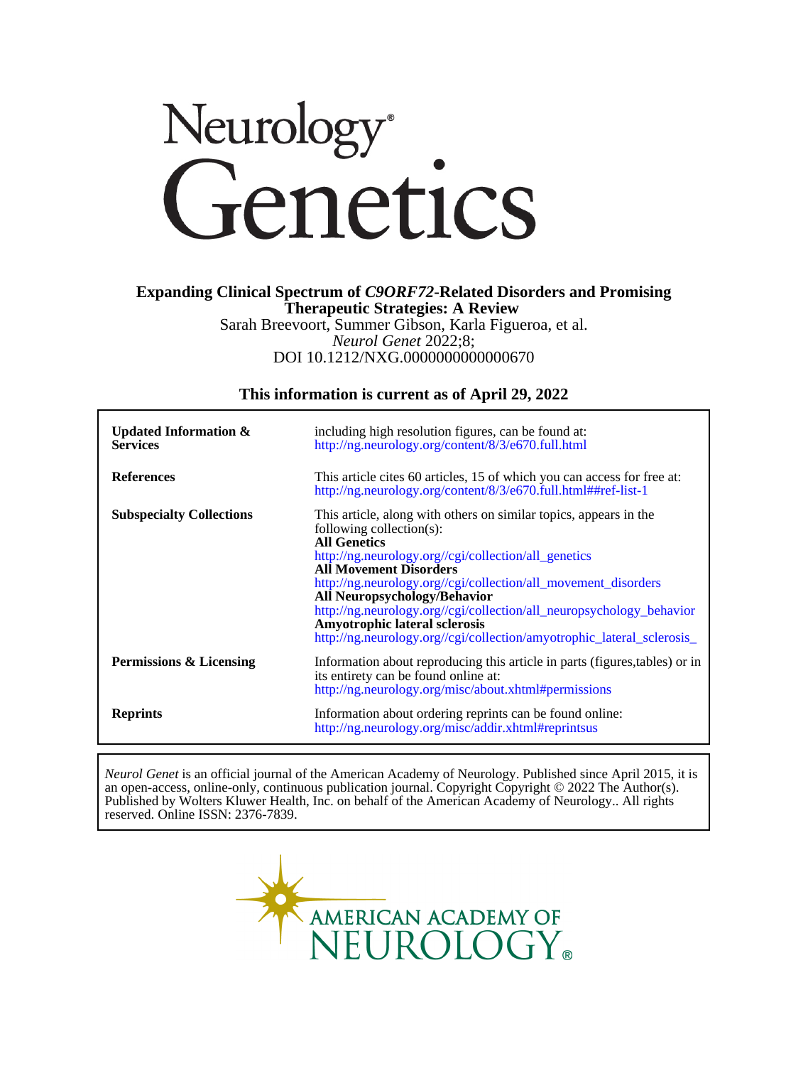# Neurology® Genetics

**Expanding Clinical Spectrum of *C9ORF72*-Related Disorders and Promising Therapeutic Strategies: A Review**
Sarah Breevoort, Summer Gibson, Karla Figueroa, et al.
*Neurol Genet* 2022;8;
DOI 10.1212/NXG.0000000000000670

**This information is current as of April 29, 2022**

| | |
|---|---|
| **Updated Information & Services** | including high resolution figures, can be found at: http://ng.neurology.org/content/8/3/e670.full.html |
| **References** | This article cites 60 articles, 15 of which you can access for free at: http://ng.neurology.org/content/8/3/e670.full.html##ref-list-1 |
| **Subspecialty Collections** | This article, along with others on similar topics, appears in the following collection(s): **All Genetics** http://ng.neurology.org//cgi/collection/all_genetics **All Movement Disorders** http://ng.neurology.org//cgi/collection/all_movement_disorders **All Neuropsychology/Behavior** http://ng.neurology.org//cgi/collection/all_neuropsychology_behavior **Amyotrophic lateral sclerosis** http://ng.neurology.org//cgi/collection/amyotrophic_lateral_sclerosis_ |
| **Permissions & Licensing** | Information about reproducing this article in parts (figures,tables) or in its entirety can be found online at: http://ng.neurology.org/misc/about.xhtml#permissions |
| **Reprints** | Information about ordering reprints can be found online: http://ng.neurology.org/misc/addir.xhtml#reprintsus |

*Neurol Genet* is an official journal of the American Academy of Neurology. Published since April 2015, it is an open-access, online-only, continuous publication journal. Copyright Copyright © 2022 The Author(s). Published by Wolters Kluwer Health, Inc. on behalf of the American Academy of Neurology.. All rights reserved. Online ISSN: 2376-7839.

AMERICAN ACADEMY OF NEUROLOGY®